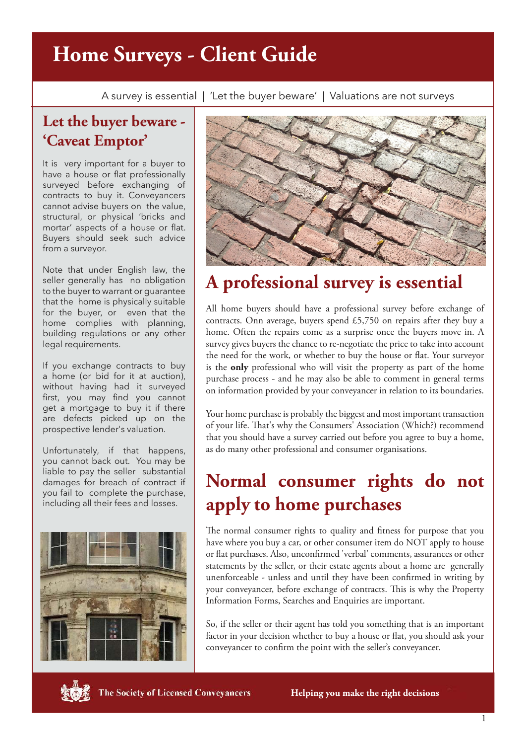# Home Surveys - Client Guide

A survey is essential | 'Let the buyer beware' | Valuations are not surveys

## Let the buyer beware - 'Caveat Emptor'

It is very important for a buyer to have a house or flat professionally surveyed before exchanging of contracts to buy it. Conveyancers cannot advise buyers on the value, structural, or physical 'bricks and mortar' aspects of a house or flat. Buyers should seek such advice from a surveyor.

Note that under English law, the seller generally has no obligation to the buyer to warrant or guarantee that the home is physically suitable for the buyer, or even that the home complies with planning, building regulations or any other legal requirements.

If you exchange contracts to buy a home (or bid for it at auction), without having had it surveyed first, you may find you cannot get a mortgage to buy it if there are defects picked up on the prospective lender's valuation.

Unfortunately, if that happens, you cannot back out. You may be liable to pay the seller substantial damages for breach of contract if you fail to complete the purchase, including all their fees and losses.

## A professional survey is essential

All home buyers should have a professional survey before exchange of contracts. Onn average, buyers spend £5,750 on repairs after they buy a home. Often the repairs come as a surprise once the buyers move in. A survey gives buyers the chance to re-negotiate the price to take into account the need for the work, or whether to buy the house or flat. Your surveyor is the **only** professional who will visit the property as part of the home purchase process - and he may also be able to comment in general terms on information provided by your conveyancer in relation to its boundaries.

Your home purchase is probably the biggest and most important transaction of your life. That's why the Consumers' Association (Which?) recommend that you should have a survey carried out before you agree to buy a home, as do many other professional and consumer organisations.

## Normal consumer rights do not apply to home purchases

The normal consumer rights to quality and fitness for purpose that you have where you buy a car, or other consumer item do NOT apply to house or flat purchases. Also, unconfirmed 'verbal' comments, assurances or other statements by the seller, or their estate agents about a home are generally unenforceable - unless and until they have been confirmed in writing by your conveyancer, before exchange of contracts. This is why the Property Information Forms, Searches and Enquiries are important.

So, if the seller or their agent has told you something that is an important factor in your decision whether to buy a house or flat, you should ask your conveyancer to confirm the point with the seller's conveyancer.

The Society of Licensed Conveyancers

Helping you make the right decisions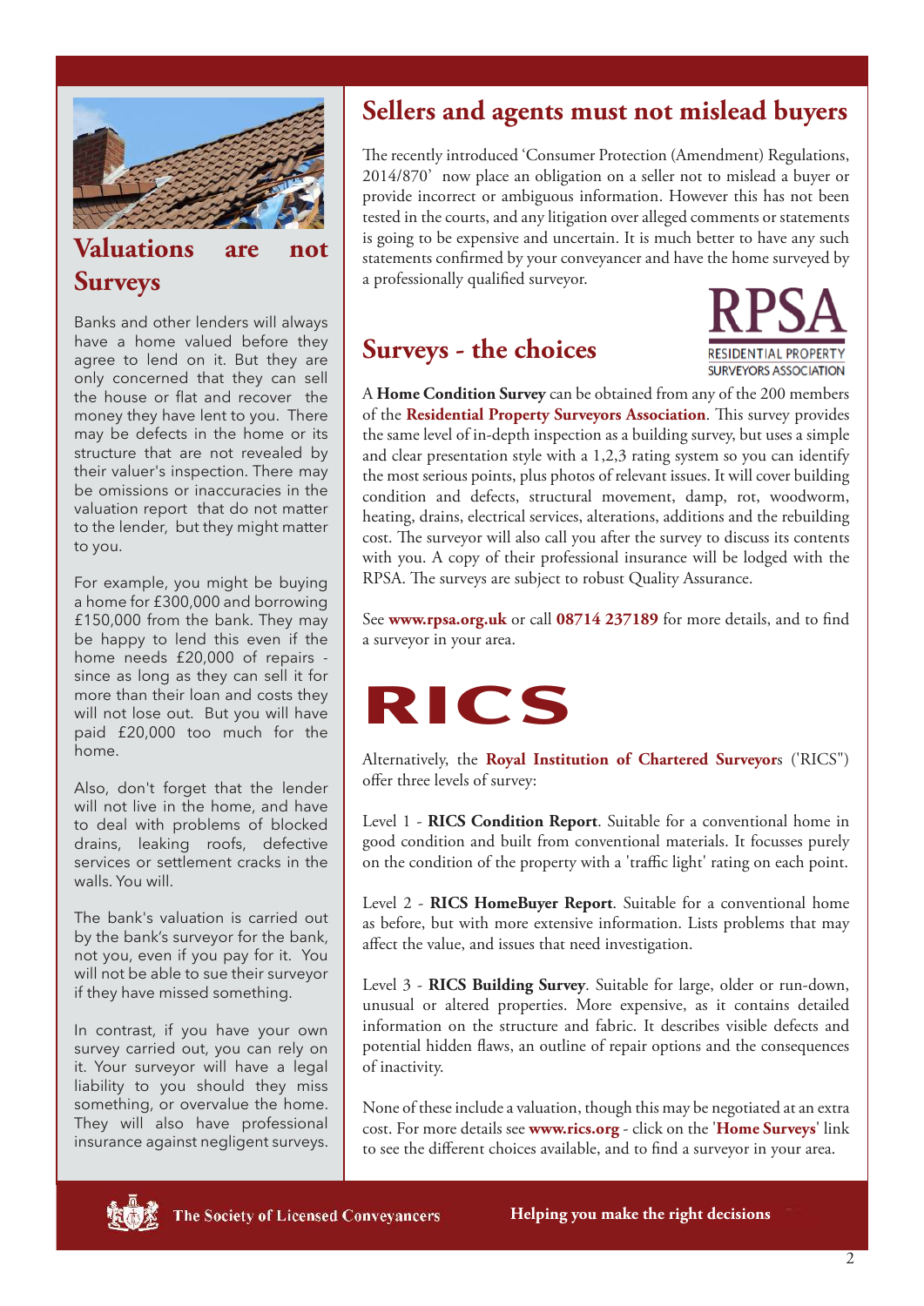## Valuations are not Surveys

Banks and other lenders will always have a home valued before they agree to lend on it. But they are only concerned that they can sell the house or flat and recover the money they have lent to you. There may be defects in the home or its structure that are not revealed by their valuer's inspection. There may be omissions or inaccuracies in the valuation report that do not matter to the lender, but they might matter to you.

For example, you might be buying a home for £300,000 and borrowing £150,000 from the bank. They may be happy to lend this even if the home needs £20,000 of repairs - since as long as they can sell it for more than their loan and costs they will not lose out. But you will have paid £20,000 too much for the home.

Also, don't forget that the lender will not live in the home, and have to deal with problems of blocked drains, leaking roofs, defective services or settlement cracks in the walls. You will.

The bank's valuation is carried out by the bank's surveyor for the bank, not you, even if you pay for it. You will not be able to sue their surveyor if they have missed something.

In contrast, if you have your own survey carried out, you can rely on it. Your surveyor will have a legal liability to you should they miss something, or overvalue the home. They will also have professional insurance against negligent surveys.

## Sellers and agents must not mislead buyers

The recently introduced 'Consumer Protection (Amendment) Regulations, 2014/870' now place an obligation on a seller not to mislead a buyer or provide incorrect or ambiguous information. However this has not been tested in the courts, and any litigation over alleged comments or statements is going to be expensive and uncertain. It is much better to have any such statements confirmed by your conveyancer and have the home surveyed by a professionally qualified surveyor.

## Surveys - the choices

RPSA
RESIDENTIAL PROPERTY SURVEYORS ASSOCIATION

A **Home Condition Survey** can be obtained from any of the 200 members of the **Residential Property Surveyors Association**. This survey provides the same level of in-depth inspection as a building survey, but uses a simple and clear presentation style with a 1,2,3 rating system so you can identify the most serious points, plus photos of relevant issues. It will cover building condition and defects, structural movement, damp, rot, woodworm, heating, drains, electrical services, alterations, additions and the rebuilding cost. The surveyor will also call you after the survey to discuss its contents with you. A copy of their professional insurance will be lodged with the RPSA. The surveys are subject to robust Quality Assurance.

See **www.rpsa.org.uk** or call **08714 237189** for more details, and to find a surveyor in your area.

RICS

Alternatively, the **Royal Institution of Chartered Surveyors** ('RICS") offer three levels of survey:

Level 1 - **RICS Condition Report**. Suitable for a conventional home in good condition and built from conventional materials. It focusses purely on the condition of the property with a 'traffic light' rating on each point.

Level 2 - **RICS HomeBuyer Report**. Suitable for a conventional home as before, but with more extensive information. Lists problems that may affect the value, and issues that need investigation.

Level 3 - **RICS Building Survey**. Suitable for large, older or run-down, unusual or altered properties. More expensive, as it contains detailed information on the structure and fabric. It describes visible defects and potential hidden flaws, an outline of repair options and the consequences of inactivity.

None of these include a valuation, though this may be negotiated at an extra cost. For more details see **www.rics.org** - click on the '**Home Surveys**' link to see the different choices available, and to find a surveyor in your area.

The Society of Licensed Conveyancers — Helping you make the right decisions